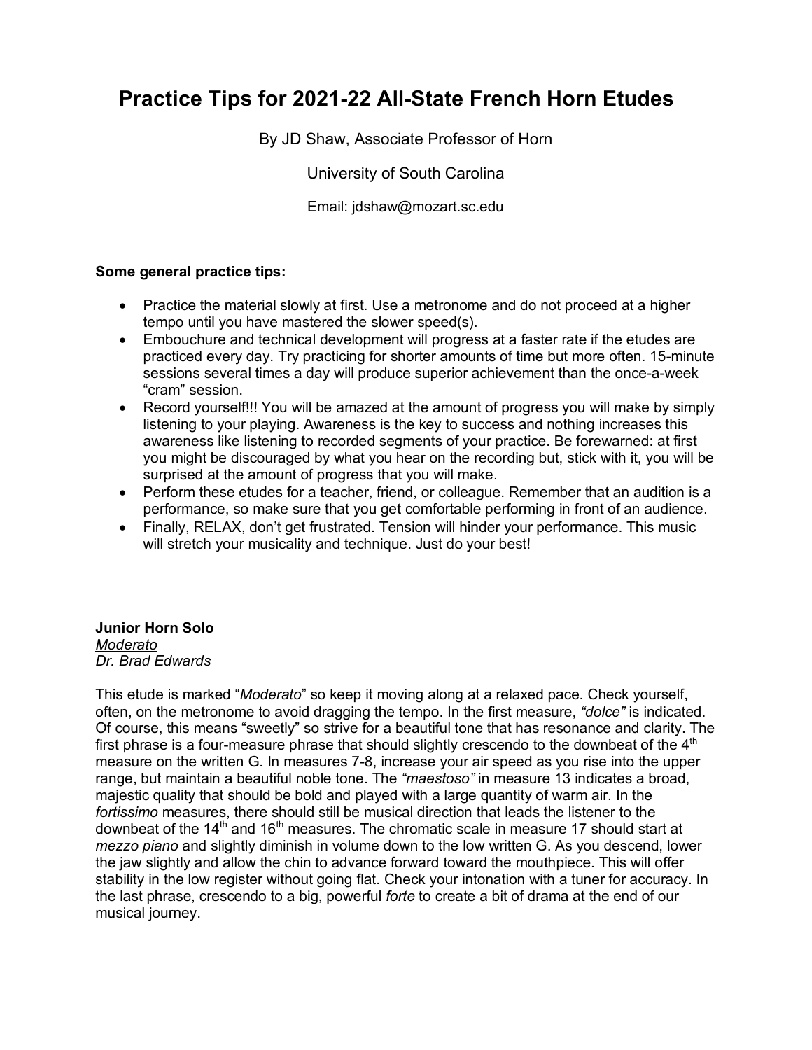# Practice Tips for 2021-22 All-State French Horn Etudes

By JD Shaw, Associate Professor of Horn

University of South Carolina

Email: jdshaw@mozart.sc.edu

**Some general practice tips:**

- Practice the material slowly at first. Use a metronome and do not proceed at a higher tempo until you have mastered the slower speed(s).
- Embouchure and technical development will progress at a faster rate if the etudes are practiced every day. Try practicing for shorter amounts of time but more often. 15-minute sessions several times a day will produce superior achievement than the once-a-week "cram" session.
- Record yourself!!! You will be amazed at the amount of progress you will make by simply listening to your playing. Awareness is the key to success and nothing increases this awareness like listening to recorded segments of your practice. Be forewarned: at first you might be discouraged by what you hear on the recording but, stick with it, you will be surprised at the amount of progress that you will make.
- Perform these etudes for a teacher, friend, or colleague. Remember that an audition is a performance, so make sure that you get comfortable performing in front of an audience.
- Finally, RELAX, don't get frustrated. Tension will hinder your performance. This music will stretch your musicality and technique. Just do your best!

**Junior Horn Solo**
*Moderato*
*Dr. Brad Edwards*

This etude is marked "*Moderato*" so keep it moving along at a relaxed pace. Check yourself, often, on the metronome to avoid dragging the tempo. In the first measure, *"dolce"* is indicated. Of course, this means "sweetly" so strive for a beautiful tone that has resonance and clarity. The first phrase is a four-measure phrase that should slightly crescendo to the downbeat of the 4th measure on the written G. In measures 7-8, increase your air speed as you rise into the upper range, but maintain a beautiful noble tone. The *"maestoso"* in measure 13 indicates a broad, majestic quality that should be bold and played with a large quantity of warm air. In the *fortissimo* measures, there should still be musical direction that leads the listener to the downbeat of the 14th and 16th measures. The chromatic scale in measure 17 should start at *mezzo piano* and slightly diminish in volume down to the low written G. As you descend, lower the jaw slightly and allow the chin to advance forward toward the mouthpiece. This will offer stability in the low register without going flat. Check your intonation with a tuner for accuracy. In the last phrase, crescendo to a big, powerful *forte* to create a bit of drama at the end of our musical journey.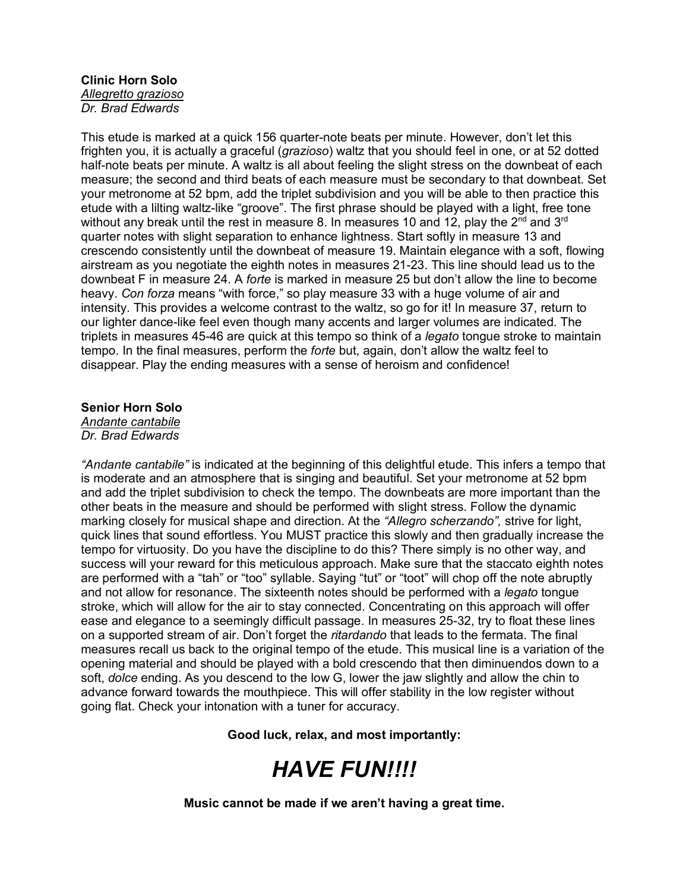**Clinic Horn Solo**
*Allegretto grazioso*
*Dr. Brad Edwards*

This etude is marked at a quick 156 quarter-note beats per minute. However, don't let this frighten you, it is actually a graceful (*grazioso*) waltz that you should feel in one, or at 52 dotted half-note beats per minute. A waltz is all about feeling the slight stress on the downbeat of each measure; the second and third beats of each measure must be secondary to that downbeat. Set your metronome at 52 bpm, add the triplet subdivision and you will be able to then practice this etude with a lilting waltz-like "groove". The first phrase should be played with a light, free tone without any break until the rest in measure 8. In measures 10 and 12, play the 2nd and 3rd quarter notes with slight separation to enhance lightness. Start softly in measure 13 and crescendo consistently until the downbeat of measure 19. Maintain elegance with a soft, flowing airstream as you negotiate the eighth notes in measures 21-23. This line should lead us to the downbeat F in measure 24. A *forte* is marked in measure 25 but don't allow the line to become heavy. *Con forza* means "with force," so play measure 33 with a huge volume of air and intensity. This provides a welcome contrast to the waltz, so go for it! In measure 37, return to our lighter dance-like feel even though many accents and larger volumes are indicated. The triplets in measures 45-46 are quick at this tempo so think of a *legato* tongue stroke to maintain tempo. In the final measures, perform the *forte* but, again, don't allow the waltz feel to disappear. Play the ending measures with a sense of heroism and confidence!

**Senior Horn Solo**
*Andante cantabile*
*Dr. Brad Edwards*

*"Andante cantabile"* is indicated at the beginning of this delightful etude. This infers a tempo that is moderate and an atmosphere that is singing and beautiful. Set your metronome at 52 bpm and add the triplet subdivision to check the tempo. The downbeats are more important than the other beats in the measure and should be performed with slight stress. Follow the dynamic marking closely for musical shape and direction. At the *"Allegro scherzando",* strive for light, quick lines that sound effortless. You MUST practice this slowly and then gradually increase the tempo for virtuosity. Do you have the discipline to do this? There simply is no other way, and success will your reward for this meticulous approach. Make sure that the staccato eighth notes are performed with a "tah" or "too" syllable. Saying "tut" or "toot" will chop off the note abruptly and not allow for resonance. The sixteenth notes should be performed with a *legato* tongue stroke, which will allow for the air to stay connected. Concentrating on this approach will offer ease and elegance to a seemingly difficult passage. In measures 25-32, try to float these lines on a supported stream of air. Don't forget the *ritardando* that leads to the fermata. The final measures recall us back to the original tempo of the etude. This musical line is a variation of the opening material and should be played with a bold crescendo that then diminuendos down to a soft, *dolce* ending. As you descend to the low G, lower the jaw slightly and allow the chin to advance forward towards the mouthpiece. This will offer stability in the low register without going flat. Check your intonation with a tuner for accuracy.

**Good luck, relax, and most importantly:**

# ***HAVE FUN!!!!***

**Music cannot be made if we aren't having a great time.**